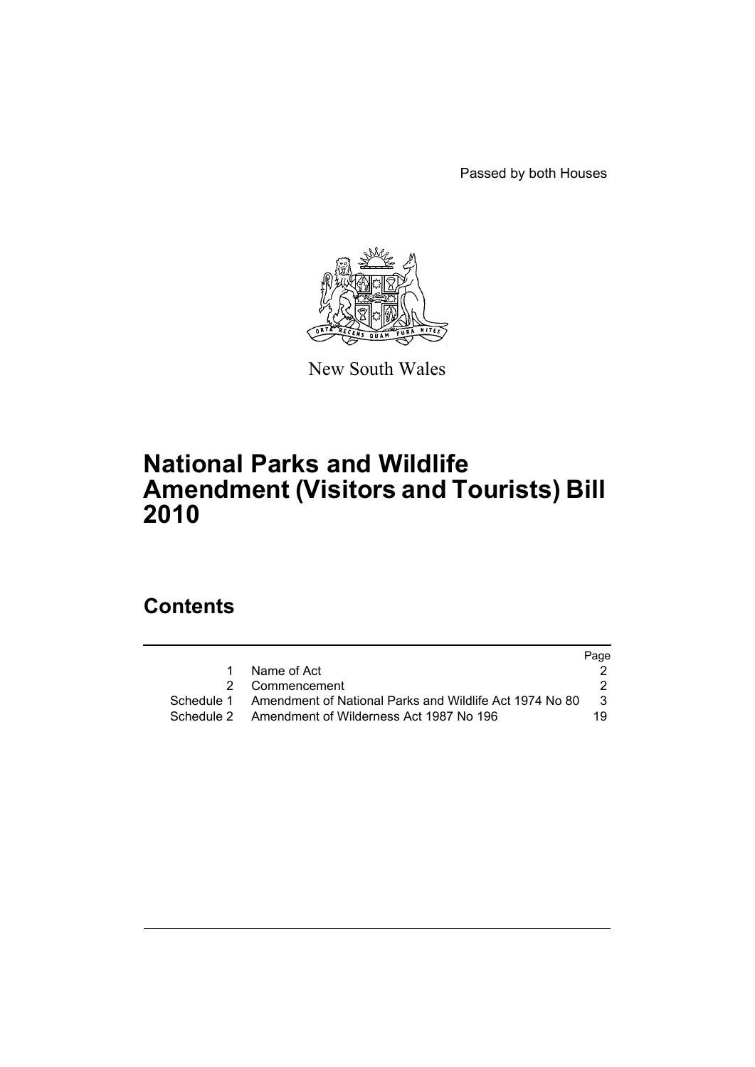Passed by both Houses

New South Wales

# National Parks and Wildlife Amendment (Visitors and Tourists) Bill 2010

## Contents

| | | Page |
|---|---|---|
| 1 | Name of Act | 2 |
| 2 | Commencement | 2 |
| Schedule 1 | Amendment of National Parks and Wildlife Act 1974 No 80 | 3 |
| Schedule 2 | Amendment of Wilderness Act 1987 No 196 | 19 |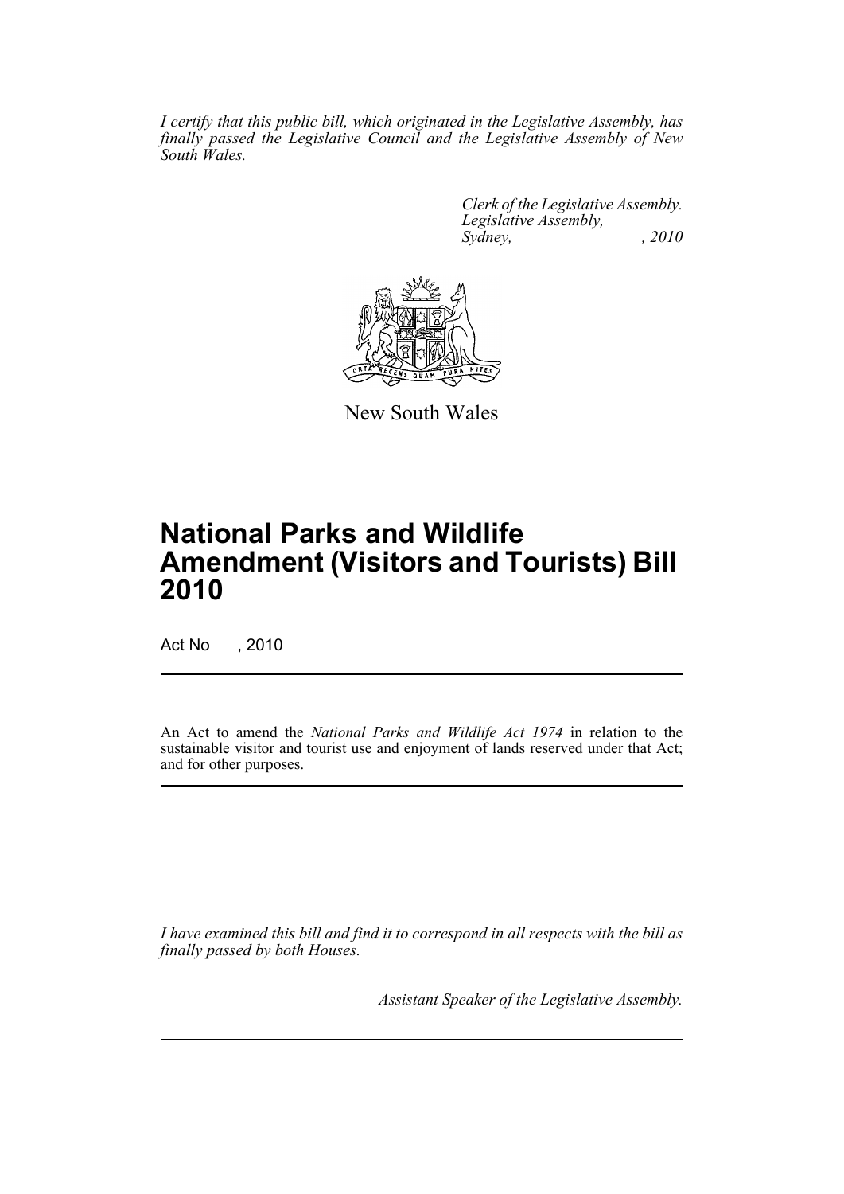*I certify that this public bill, which originated in the Legislative Assembly, has finally passed the Legislative Council and the Legislative Assembly of New South Wales.*

*Clerk of the Legislative Assembly.*
*Legislative Assembly,*
*Sydney, , 2010*

New South Wales

# National Parks and Wildlife Amendment (Visitors and Tourists) Bill 2010

Act No , 2010

An Act to amend the *National Parks and Wildlife Act 1974* in relation to the sustainable visitor and tourist use and enjoyment of lands reserved under that Act; and for other purposes.

*I have examined this bill and find it to correspond in all respects with the bill as finally passed by both Houses.*

*Assistant Speaker of the Legislative Assembly.*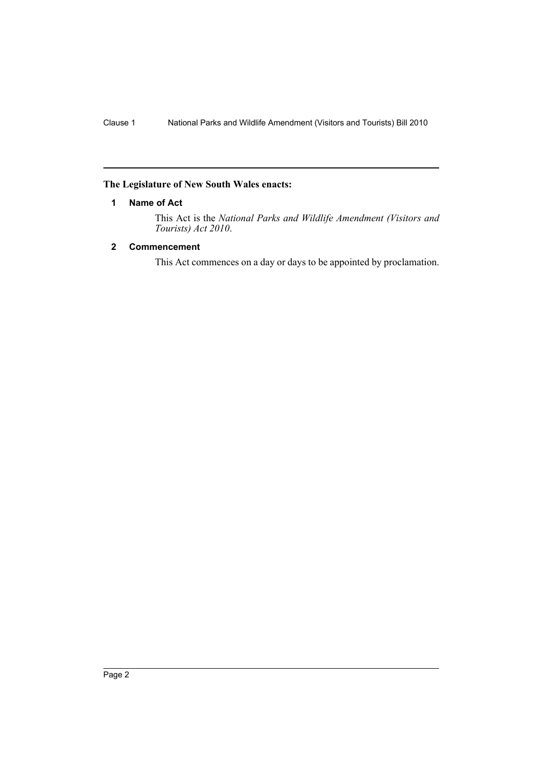**The Legislature of New South Wales enacts:**

## 1 Name of Act

This Act is the *National Parks and Wildlife Amendment (Visitors and Tourists) Act 2010*.

## 2 Commencement

This Act commences on a day or days to be appointed by proclamation.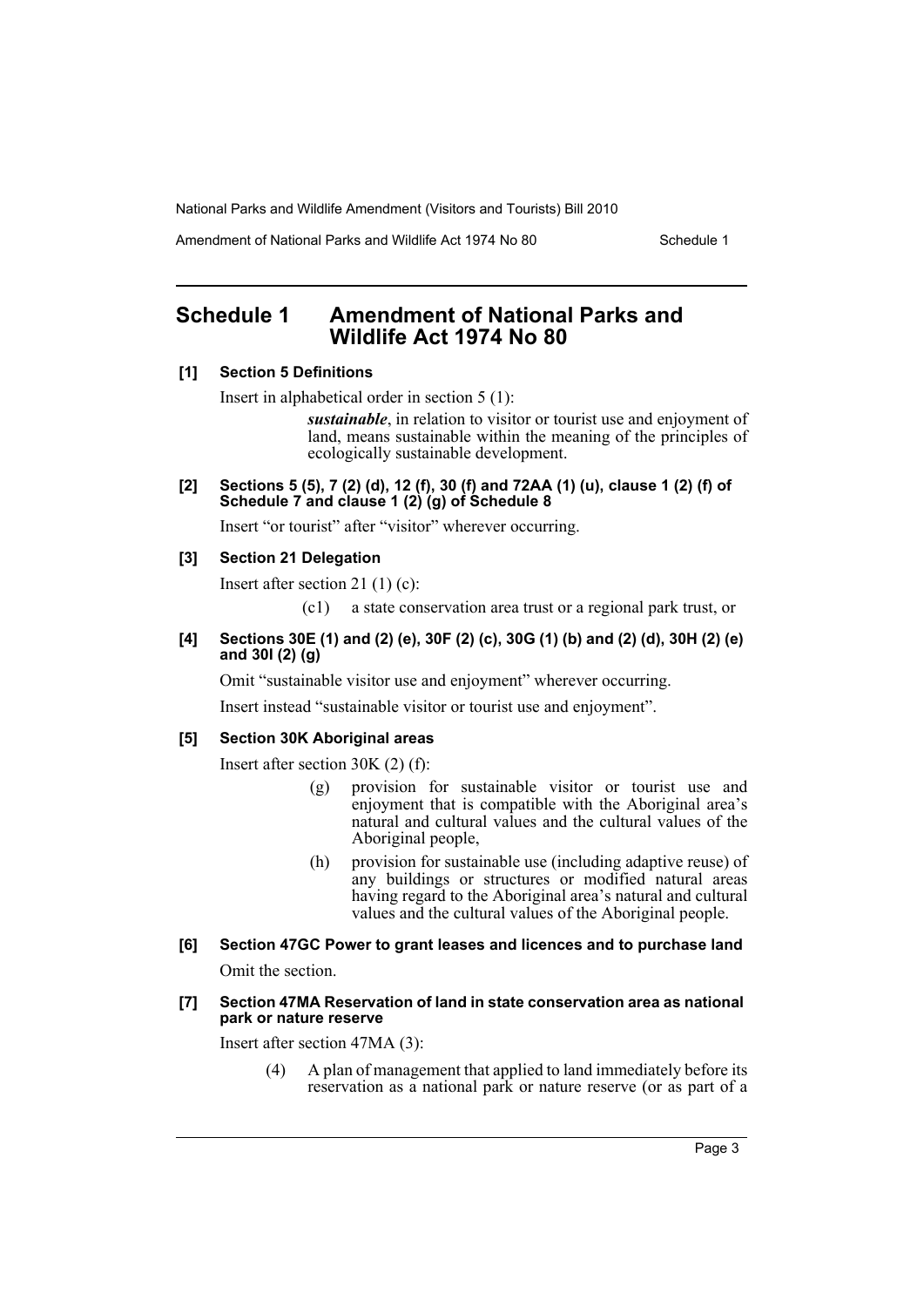## Schedule 1 Amendment of National Parks and Wildlife Act 1974 No 80

**[1] Section 5 Definitions**

Insert in alphabetical order in section 5 (1):

> ***sustainable***, in relation to visitor or tourist use and enjoyment of land, means sustainable within the meaning of the principles of ecologically sustainable development.

**[2] Sections 5 (5), 7 (2) (d), 12 (f), 30 (f) and 72AA (1) (u), clause 1 (2) (f) of Schedule 7 and clause 1 (2) (g) of Schedule 8**

Insert "or tourist" after "visitor" wherever occurring.

**[3] Section 21 Delegation**

Insert after section 21 (1) (c):

> (c1) a state conservation area trust or a regional park trust, or

**[4] Sections 30E (1) and (2) (e), 30F (2) (c), 30G (1) (b) and (2) (d), 30H (2) (e) and 30I (2) (g)**

Omit "sustainable visitor use and enjoyment" wherever occurring.

Insert instead "sustainable visitor or tourist use and enjoyment".

**[5] Section 30K Aboriginal areas**

Insert after section 30K (2) (f):

> (g) provision for sustainable visitor or tourist use and enjoyment that is compatible with the Aboriginal area's natural and cultural values and the cultural values of the Aboriginal people,
>
> (h) provision for sustainable use (including adaptive reuse) of any buildings or structures or modified natural areas having regard to the Aboriginal area's natural and cultural values and the cultural values of the Aboriginal people.

**[6] Section 47GC Power to grant leases and licences and to purchase land**

Omit the section.

**[7] Section 47MA Reservation of land in state conservation area as national park or nature reserve**

Insert after section 47MA (3):

> (4) A plan of management that applied to land immediately before its reservation as a national park or nature reserve (or as part of a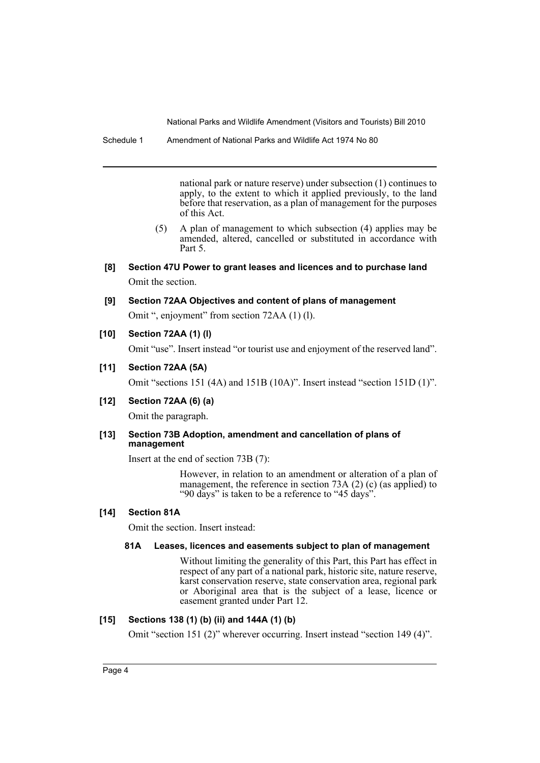national park or nature reserve) under subsection (1) continues to apply, to the extent to which it applied previously, to the land before that reservation, as a plan of management for the purposes of this Act.

(5) A plan of management to which subsection (4) applies may be amended, altered, cancelled or substituted in accordance with Part 5.

**[8] Section 47U Power to grant leases and licences and to purchase land**

Omit the section.

**[9] Section 72AA Objectives and content of plans of management**

Omit ", enjoyment" from section 72AA (1) (l).

**[10] Section 72AA (1) (l)**

Omit "use". Insert instead "or tourist use and enjoyment of the reserved land".

**[11] Section 72AA (5A)**

Omit "sections 151 (4A) and 151B (10A)". Insert instead "section 151D (1)".

**[12] Section 72AA (6) (a)**

Omit the paragraph.

**[13] Section 73B Adoption, amendment and cancellation of plans of management**

Insert at the end of section 73B (7):

However, in relation to an amendment or alteration of a plan of management, the reference in section 73A (2) (c) (as applied) to "90 days" is taken to be a reference to "45 days".

**[14] Section 81A**

Omit the section. Insert instead:

**81A Leases, licences and easements subject to plan of management**

Without limiting the generality of this Part, this Part has effect in respect of any part of a national park, historic site, nature reserve, karst conservation reserve, state conservation area, regional park or Aboriginal area that is the subject of a lease, licence or easement granted under Part 12.

**[15] Sections 138 (1) (b) (ii) and 144A (1) (b)**

Omit "section 151 (2)" wherever occurring. Insert instead "section 149 (4)".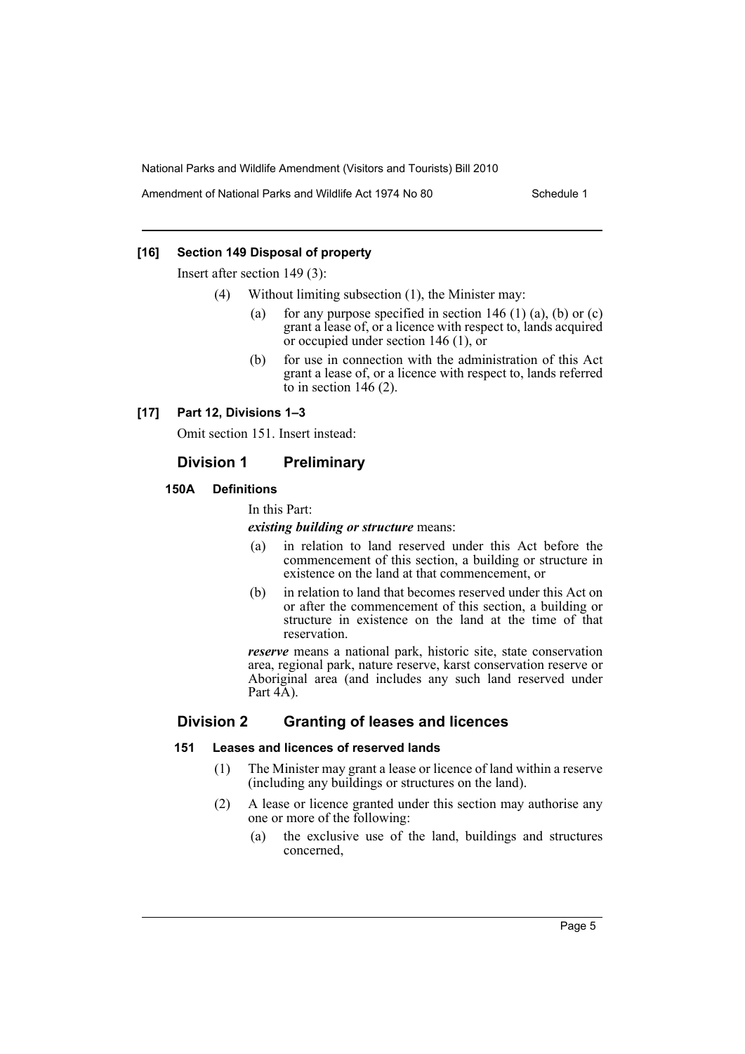**[16] Section 149 Disposal of property**

Insert after section 149 (3):

(4) Without limiting subsection (1), the Minister may:

(a) for any purpose specified in section 146 (1) (a), (b) or (c) grant a lease of, or a licence with respect to, lands acquired or occupied under section 146 (1), or

(b) for use in connection with the administration of this Act grant a lease of, or a licence with respect to, lands referred to in section 146 (2).

**[17] Part 12, Divisions 1–3**

Omit section 151. Insert instead:

## Division 1 Preliminary

### 150A Definitions

In this Part:

***existing building or structure*** means:

(a) in relation to land reserved under this Act before the commencement of this section, a building or structure in existence on the land at that commencement, or

(b) in relation to land that becomes reserved under this Act on or after the commencement of this section, a building or structure in existence on the land at the time of that reservation.

***reserve*** means a national park, historic site, state conservation area, regional park, nature reserve, karst conservation reserve or Aboriginal area (and includes any such land reserved under Part 4A).

## Division 2 Granting of leases and licences

### 151 Leases and licences of reserved lands

(1) The Minister may grant a lease or licence of land within a reserve (including any buildings or structures on the land).

(2) A lease or licence granted under this section may authorise any one or more of the following:

(a) the exclusive use of the land, buildings and structures concerned,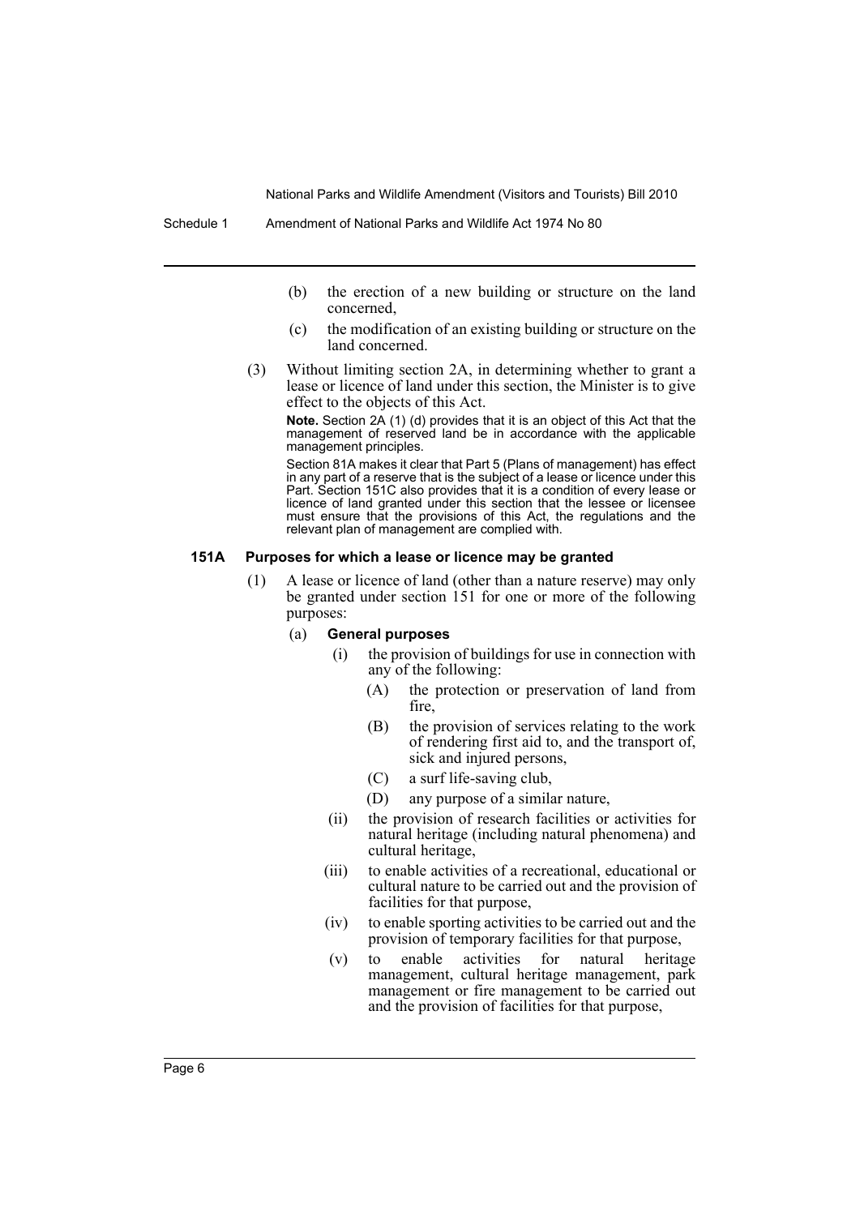(b) the erection of a new building or structure on the land concerned,

(c) the modification of an existing building or structure on the land concerned.

(3) Without limiting section 2A, in determining whether to grant a lease or licence of land under this section, the Minister is to give effect to the objects of this Act.

**Note.** Section 2A (1) (d) provides that it is an object of this Act that the management of reserved land be in accordance with the applicable management principles.

Section 81A makes it clear that Part 5 (Plans of management) has effect in any part of a reserve that is the subject of a lease or licence under this Part. Section 151C also provides that it is a condition of every lease or licence of land granted under this section that the lessee or licensee must ensure that the provisions of this Act, the regulations and the relevant plan of management are complied with.

#### 151A Purposes for which a lease or licence may be granted

(1) A lease or licence of land (other than a nature reserve) may only be granted under section 151 for one or more of the following purposes:

(a) **General purposes**

(i) the provision of buildings for use in connection with any of the following:

(A) the protection or preservation of land from fire,

(B) the provision of services relating to the work of rendering first aid to, and the transport of, sick and injured persons,

(C) a surf life-saving club,

(D) any purpose of a similar nature,

(ii) the provision of research facilities or activities for natural heritage (including natural phenomena) and cultural heritage,

(iii) to enable activities of a recreational, educational or cultural nature to be carried out and the provision of facilities for that purpose,

(iv) to enable sporting activities to be carried out and the provision of temporary facilities for that purpose,

(v) to enable activities for natural heritage management, cultural heritage management, park management or fire management to be carried out and the provision of facilities for that purpose,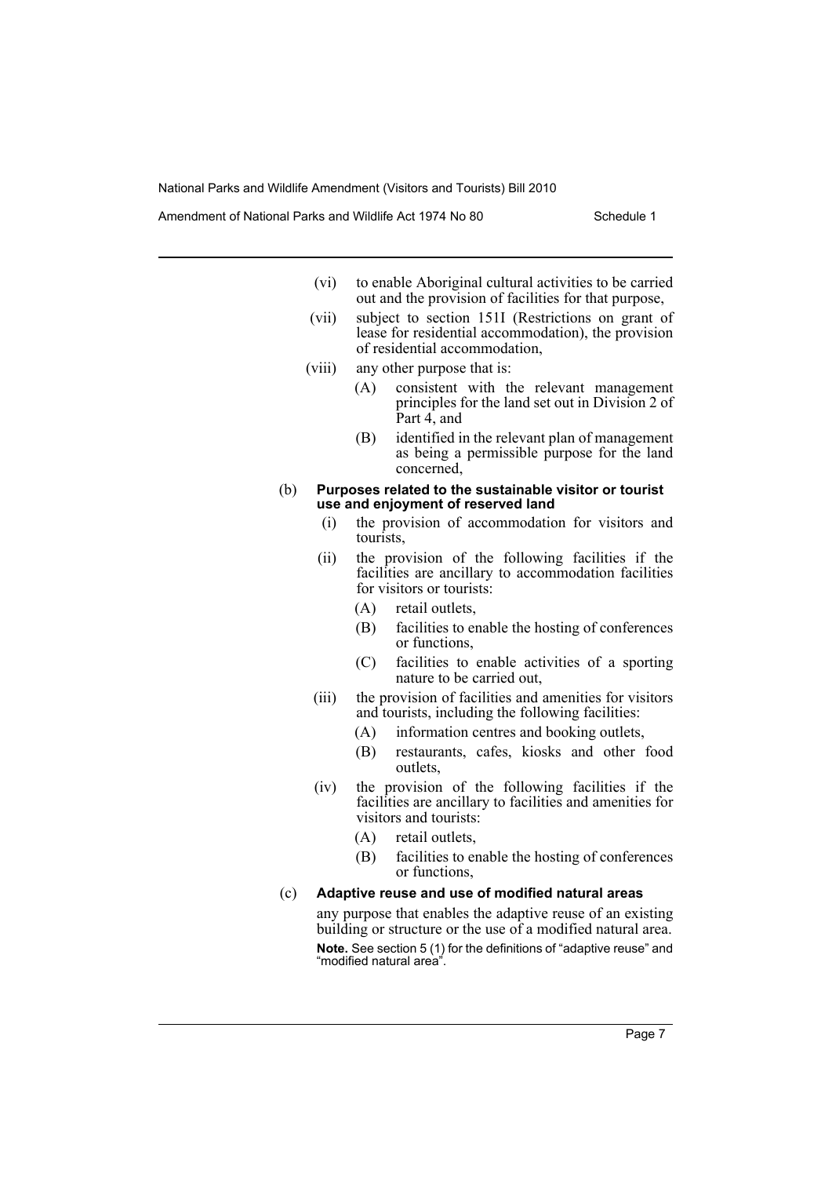- (vi) to enable Aboriginal cultural activities to be carried out and the provision of facilities for that purpose,
- (vii) subject to section 151I (Restrictions on grant of lease for residential accommodation), the provision of residential accommodation,
- (viii) any other purpose that is:
  - (A) consistent with the relevant management principles for the land set out in Division 2 of Part 4, and
  - (B) identified in the relevant plan of management as being a permissible purpose for the land concerned,

(b) **Purposes related to the sustainable visitor or tourist use and enjoyment of reserved land**

- (i) the provision of accommodation for visitors and tourists,
- (ii) the provision of the following facilities if the facilities are ancillary to accommodation facilities for visitors or tourists:
  - (A) retail outlets,
  - (B) facilities to enable the hosting of conferences or functions,
  - (C) facilities to enable activities of a sporting nature to be carried out,
- (iii) the provision of facilities and amenities for visitors and tourists, including the following facilities:
  - (A) information centres and booking outlets,
  - (B) restaurants, cafes, kiosks and other food outlets,
- (iv) the provision of the following facilities if the facilities are ancillary to facilities and amenities for visitors and tourists:
  - (A) retail outlets,
  - (B) facilities to enable the hosting of conferences or functions,

(c) **Adaptive reuse and use of modified natural areas**

any purpose that enables the adaptive reuse of an existing building or structure or the use of a modified natural area.

**Note.** See section 5 (1) for the definitions of "adaptive reuse" and "modified natural area".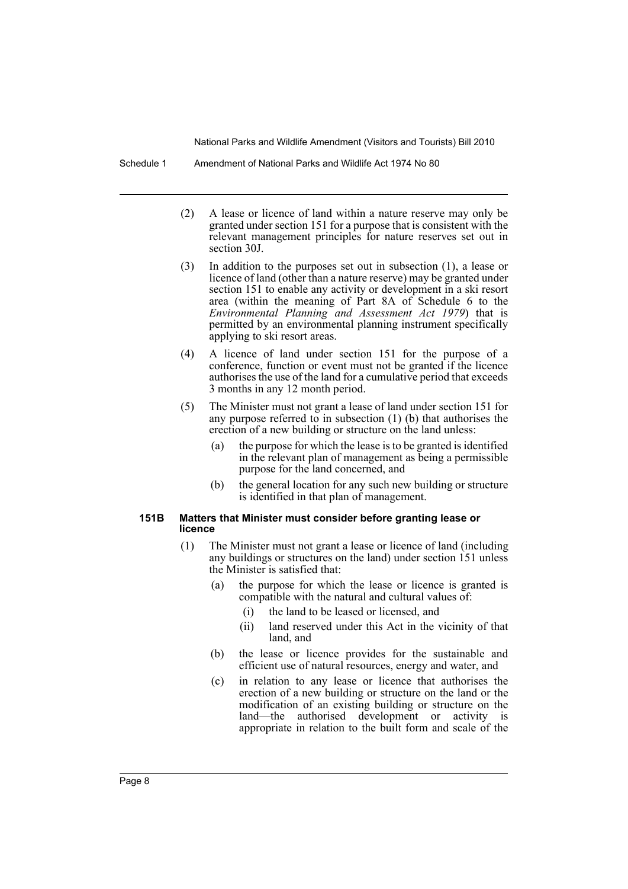(2) A lease or licence of land within a nature reserve may only be granted under section 151 for a purpose that is consistent with the relevant management principles for nature reserves set out in section 30J.

(3) In addition to the purposes set out in subsection (1), a lease or licence of land (other than a nature reserve) may be granted under section 151 to enable any activity or development in a ski resort area (within the meaning of Part 8A of Schedule 6 to the *Environmental Planning and Assessment Act 1979*) that is permitted by an environmental planning instrument specifically applying to ski resort areas.

(4) A licence of land under section 151 for the purpose of a conference, function or event must not be granted if the licence authorises the use of the land for a cumulative period that exceeds 3 months in any 12 month period.

(5) The Minister must not grant a lease of land under section 151 for any purpose referred to in subsection (1) (b) that authorises the erection of a new building or structure on the land unless:

- (a) the purpose for which the lease is to be granted is identified in the relevant plan of management as being a permissible purpose for the land concerned, and
- (b) the general location for any such new building or structure is identified in that plan of management.

**151B Matters that Minister must consider before granting lease or licence**

(1) The Minister must not grant a lease or licence of land (including any buildings or structures on the land) under section 151 unless the Minister is satisfied that:

- (a) the purpose for which the lease or licence is granted is compatible with the natural and cultural values of:
  - (i) the land to be leased or licensed, and
  - (ii) land reserved under this Act in the vicinity of that land, and
- (b) the lease or licence provides for the sustainable and efficient use of natural resources, energy and water, and
- (c) in relation to any lease or licence that authorises the erection of a new building or structure on the land or the modification of an existing building or structure on the land—the authorised development or activity is appropriate in relation to the built form and scale of the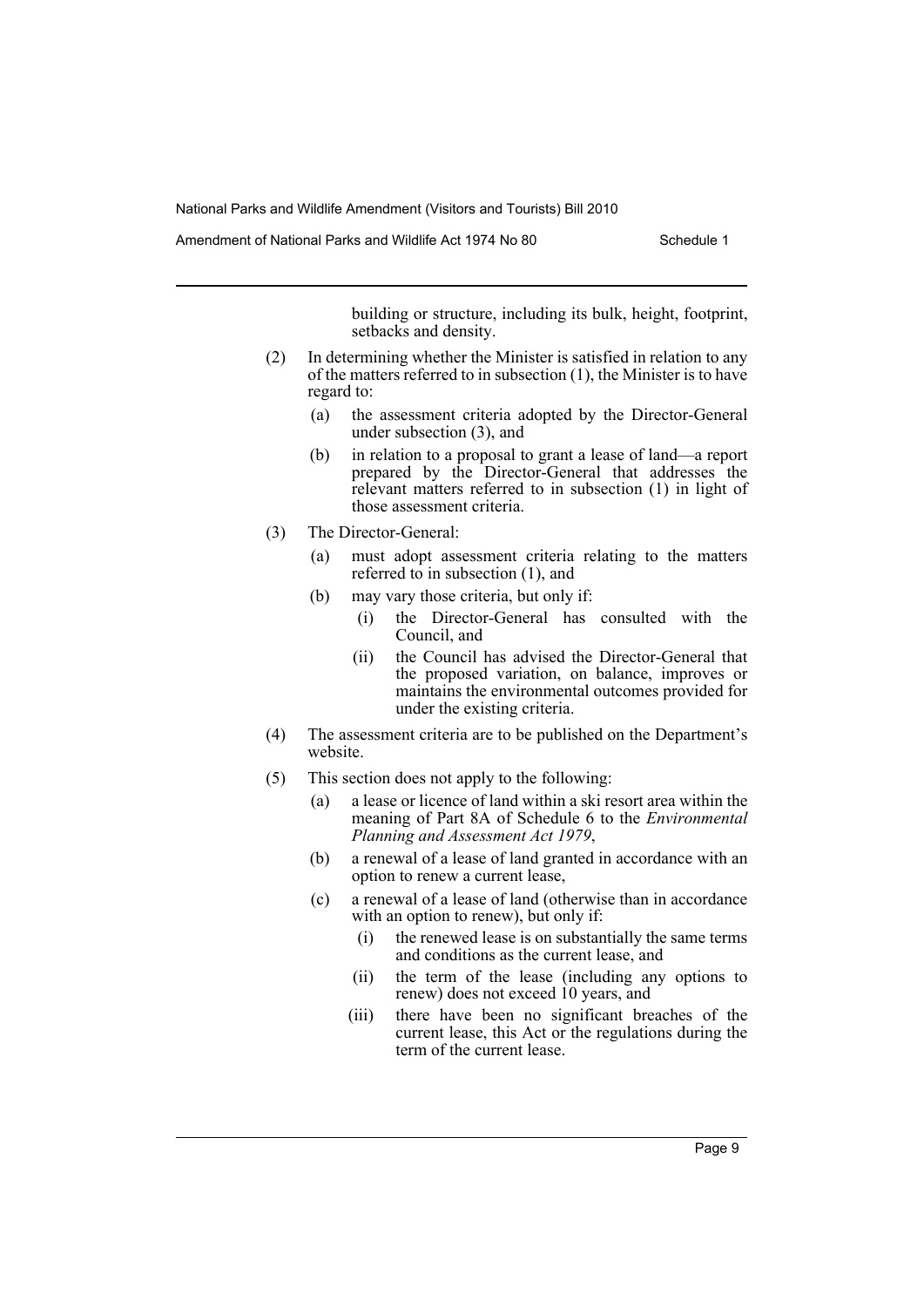building or structure, including its bulk, height, footprint, setbacks and density.

(2) In determining whether the Minister is satisfied in relation to any of the matters referred to in subsection (1), the Minister is to have regard to:

- (a) the assessment criteria adopted by the Director-General under subsection (3), and
- (b) in relation to a proposal to grant a lease of land—a report prepared by the Director-General that addresses the relevant matters referred to in subsection (1) in light of those assessment criteria.

(3) The Director-General:

- (a) must adopt assessment criteria relating to the matters referred to in subsection (1), and
- (b) may vary those criteria, but only if:
  - (i) the Director-General has consulted with the Council, and
  - (ii) the Council has advised the Director-General that the proposed variation, on balance, improves or maintains the environmental outcomes provided for under the existing criteria.

(4) The assessment criteria are to be published on the Department's website.

(5) This section does not apply to the following:

- (a) a lease or licence of land within a ski resort area within the meaning of Part 8A of Schedule 6 to the *Environmental Planning and Assessment Act 1979*,
- (b) a renewal of a lease of land granted in accordance with an option to renew a current lease,
- (c) a renewal of a lease of land (otherwise than in accordance with an option to renew), but only if:
  - (i) the renewed lease is on substantially the same terms and conditions as the current lease, and
  - (ii) the term of the lease (including any options to renew) does not exceed 10 years, and
  - (iii) there have been no significant breaches of the current lease, this Act or the regulations during the term of the current lease.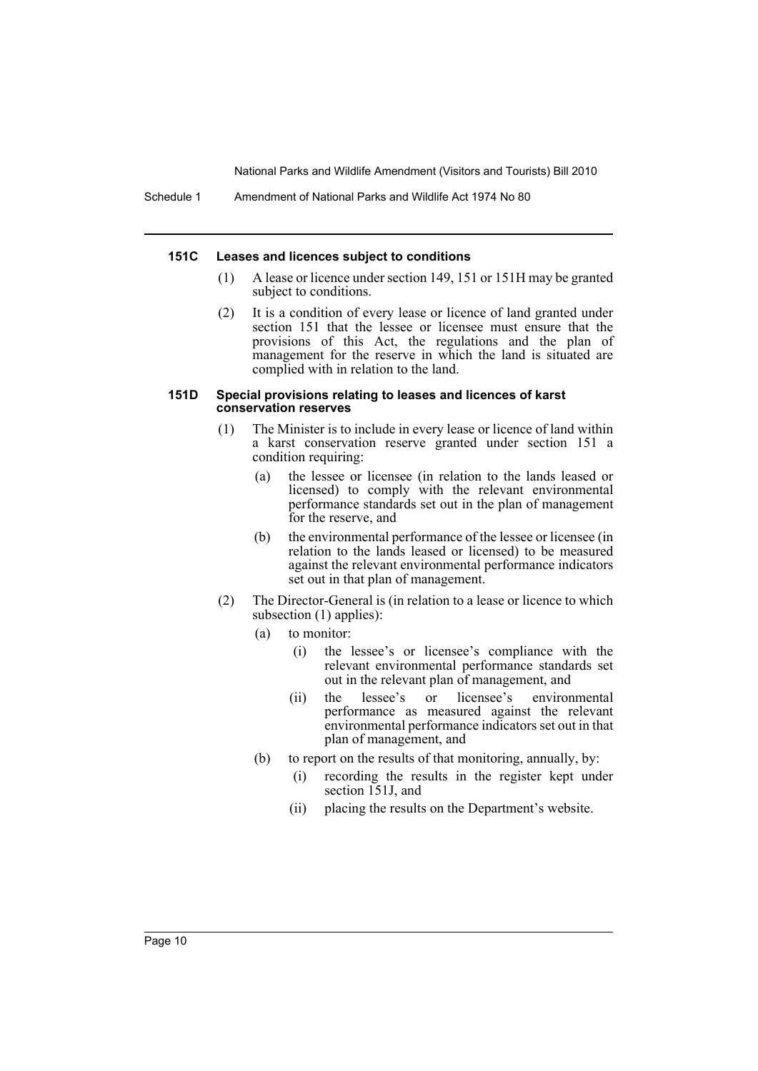#### 151C Leases and licences subject to conditions

(1) A lease or licence under section 149, 151 or 151H may be granted subject to conditions.

(2) It is a condition of every lease or licence of land granted under section 151 that the lessee or licensee must ensure that the provisions of this Act, the regulations and the plan of management for the reserve in which the land is situated are complied with in relation to the land.

#### 151D Special provisions relating to leases and licences of karst conservation reserves

(1) The Minister is to include in every lease or licence of land within a karst conservation reserve granted under section 151 a condition requiring:

- (a) the lessee or licensee (in relation to the lands leased or licensed) to comply with the relevant environmental performance standards set out in the plan of management for the reserve, and
- (b) the environmental performance of the lessee or licensee (in relation to the lands leased or licensed) to be measured against the relevant environmental performance indicators set out in that plan of management.

(2) The Director-General is (in relation to a lease or licence to which subsection (1) applies):

- (a) to monitor:
  - (i) the lessee's or licensee's compliance with the relevant environmental performance standards set out in the relevant plan of management, and
  - (ii) the lessee's or licensee's environmental performance as measured against the relevant environmental performance indicators set out in that plan of management, and
- (b) to report on the results of that monitoring, annually, by:
  - (i) recording the results in the register kept under section 151J, and
  - (ii) placing the results on the Department's website.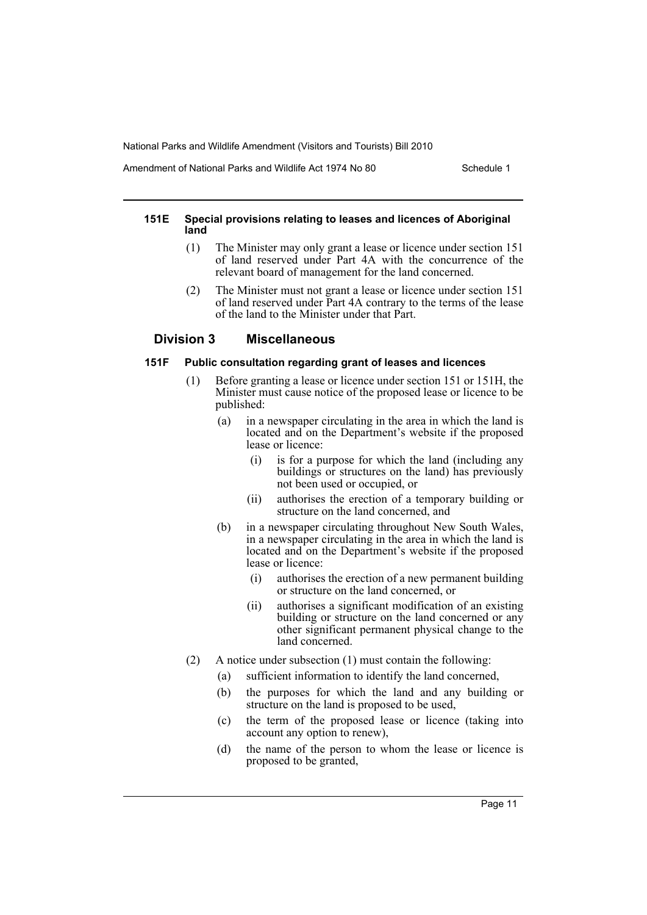#### 151E Special provisions relating to leases and licences of Aboriginal land

(1) The Minister may only grant a lease or licence under section 151 of land reserved under Part 4A with the concurrence of the relevant board of management for the land concerned.

(2) The Minister must not grant a lease or licence under section 151 of land reserved under Part 4A contrary to the terms of the lease of the land to the Minister under that Part.

### Division 3 Miscellaneous

#### 151F Public consultation regarding grant of leases and licences

(1) Before granting a lease or licence under section 151 or 151H, the Minister must cause notice of the proposed lease or licence to be published:

- (a) in a newspaper circulating in the area in which the land is located and on the Department's website if the proposed lease or licence:
  - (i) is for a purpose for which the land (including any buildings or structures on the land) has previously not been used or occupied, or
  - (ii) authorises the erection of a temporary building or structure on the land concerned, and
- (b) in a newspaper circulating throughout New South Wales, in a newspaper circulating in the area in which the land is located and on the Department's website if the proposed lease or licence:
  - (i) authorises the erection of a new permanent building or structure on the land concerned, or
  - (ii) authorises a significant modification of an existing building or structure on the land concerned or any other significant permanent physical change to the land concerned.

(2) A notice under subsection (1) must contain the following:

- (a) sufficient information to identify the land concerned,
- (b) the purposes for which the land and any building or structure on the land is proposed to be used,
- (c) the term of the proposed lease or licence (taking into account any option to renew),
- (d) the name of the person to whom the lease or licence is proposed to be granted,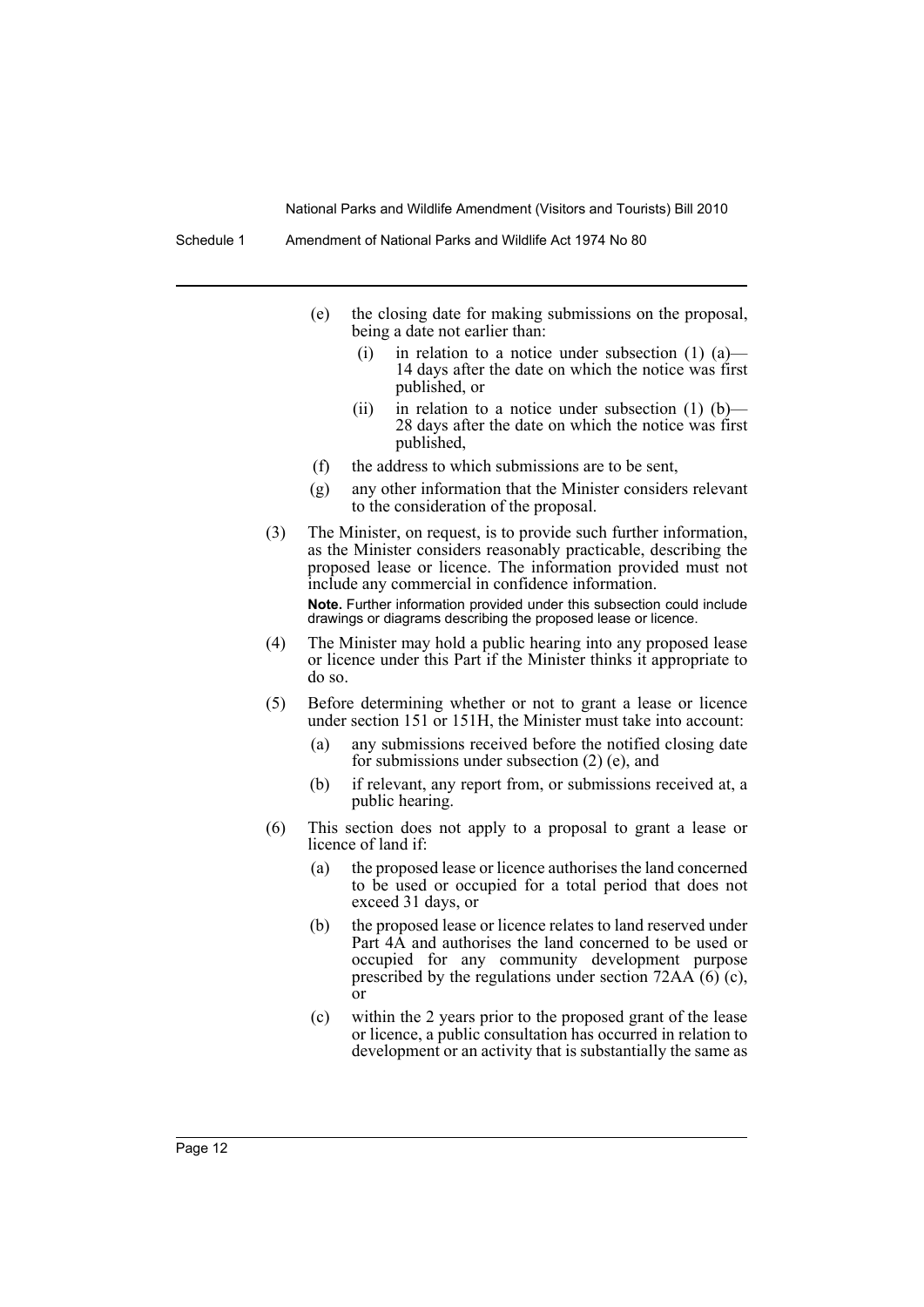(e) the closing date for making submissions on the proposal, being a date not earlier than:

(i) in relation to a notice under subsection (1) (a)—14 days after the date on which the notice was first published, or

(ii) in relation to a notice under subsection (1) (b)—28 days after the date on which the notice was first published,

(f) the address to which submissions are to be sent,

(g) any other information that the Minister considers relevant to the consideration of the proposal.

(3) The Minister, on request, is to provide such further information, as the Minister considers reasonably practicable, describing the proposed lease or licence. The information provided must not include any commercial in confidence information.

**Note.** Further information provided under this subsection could include drawings or diagrams describing the proposed lease or licence.

(4) The Minister may hold a public hearing into any proposed lease or licence under this Part if the Minister thinks it appropriate to do so.

(5) Before determining whether or not to grant a lease or licence under section 151 or 151H, the Minister must take into account:

(a) any submissions received before the notified closing date for submissions under subsection (2) (e), and

(b) if relevant, any report from, or submissions received at, a public hearing.

(6) This section does not apply to a proposal to grant a lease or licence of land if:

(a) the proposed lease or licence authorises the land concerned to be used or occupied for a total period that does not exceed 31 days, or

(b) the proposed lease or licence relates to land reserved under Part 4A and authorises the land concerned to be used or occupied for any community development purpose prescribed by the regulations under section 72AA (6) (c), or

(c) within the 2 years prior to the proposed grant of the lease or licence, a public consultation has occurred in relation to development or an activity that is substantially the same as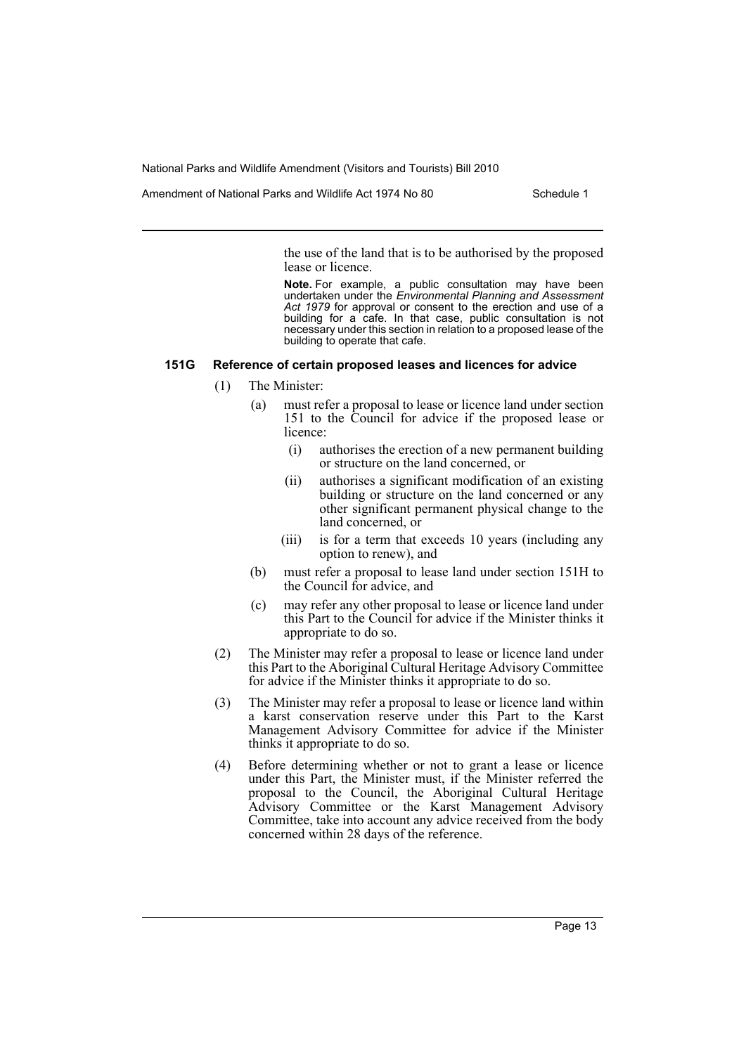the use of the land that is to be authorised by the proposed lease or licence.

**Note.** For example, a public consultation may have been undertaken under the *Environmental Planning and Assessment Act 1979* for approval or consent to the erection and use of a building for a cafe. In that case, public consultation is not necessary under this section in relation to a proposed lease of the building to operate that cafe.

#### 151G Reference of certain proposed leases and licences for advice

(1) The Minister:

- (a) must refer a proposal to lease or licence land under section 151 to the Council for advice if the proposed lease or licence:
  - (i) authorises the erection of a new permanent building or structure on the land concerned, or
  - (ii) authorises a significant modification of an existing building or structure on the land concerned or any other significant permanent physical change to the land concerned, or
  - (iii) is for a term that exceeds 10 years (including any option to renew), and
- (b) must refer a proposal to lease land under section 151H to the Council for advice, and
- (c) may refer any other proposal to lease or licence land under this Part to the Council for advice if the Minister thinks it appropriate to do so.

(2) The Minister may refer a proposal to lease or licence land under this Part to the Aboriginal Cultural Heritage Advisory Committee for advice if the Minister thinks it appropriate to do so.

(3) The Minister may refer a proposal to lease or licence land within a karst conservation reserve under this Part to the Karst Management Advisory Committee for advice if the Minister thinks it appropriate to do so.

(4) Before determining whether or not to grant a lease or licence under this Part, the Minister must, if the Minister referred the proposal to the Council, the Aboriginal Cultural Heritage Advisory Committee or the Karst Management Advisory Committee, take into account any advice received from the body concerned within 28 days of the reference.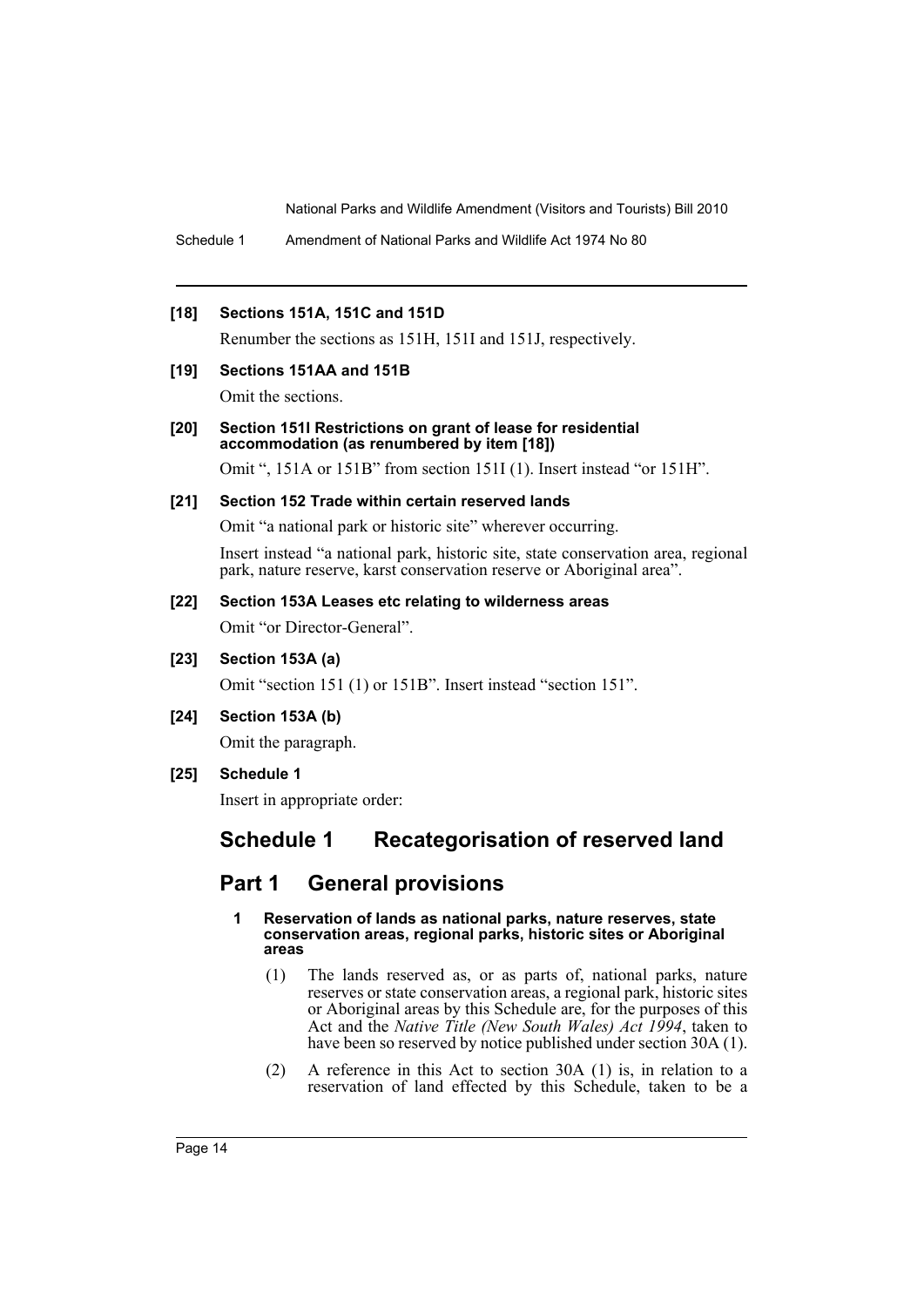**[18] Sections 151A, 151C and 151D**

Renumber the sections as 151H, 151I and 151J, respectively.

**[19] Sections 151AA and 151B**

Omit the sections.

**[20] Section 151I Restrictions on grant of lease for residential accommodation (as renumbered by item [18])**

Omit ", 151A or 151B" from section 151I (1). Insert instead "or 151H".

**[21] Section 152 Trade within certain reserved lands**

Omit "a national park or historic site" wherever occurring.

Insert instead "a national park, historic site, state conservation area, regional park, nature reserve, karst conservation reserve or Aboriginal area".

**[22] Section 153A Leases etc relating to wilderness areas**

Omit "or Director-General".

**[23] Section 153A (a)**

Omit "section 151 (1) or 151B". Insert instead "section 151".

**[24] Section 153A (b)**

Omit the paragraph.

**[25] Schedule 1**

Insert in appropriate order:

# Schedule 1 Recategorisation of reserved land

## Part 1 General provisions

**1 Reservation of lands as national parks, nature reserves, state conservation areas, regional parks, historic sites or Aboriginal areas**

(1) The lands reserved as, or as parts of, national parks, nature reserves or state conservation areas, a regional park, historic sites or Aboriginal areas by this Schedule are, for the purposes of this Act and the *Native Title (New South Wales) Act 1994*, taken to have been so reserved by notice published under section 30A (1).

(2) A reference in this Act to section 30A (1) is, in relation to a reservation of land effected by this Schedule, taken to be a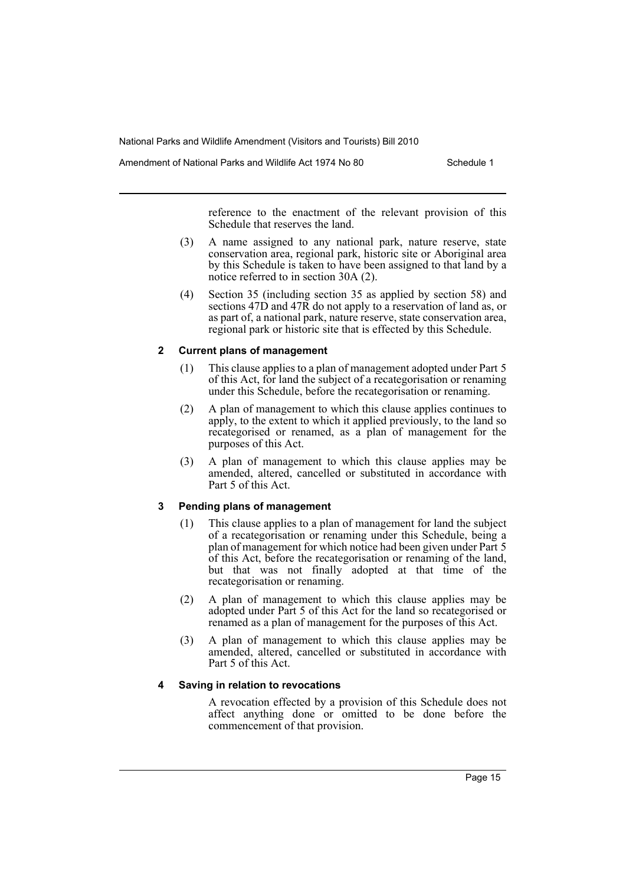reference to the enactment of the relevant provision of this Schedule that reserves the land.

(3) A name assigned to any national park, nature reserve, state conservation area, regional park, historic site or Aboriginal area by this Schedule is taken to have been assigned to that land by a notice referred to in section 30A (2).

(4) Section 35 (including section 35 as applied by section 58) and sections 47D and 47R do not apply to a reservation of land as, or as part of, a national park, nature reserve, state conservation area, regional park or historic site that is effected by this Schedule.

### 2 Current plans of management

(1) This clause applies to a plan of management adopted under Part 5 of this Act, for land the subject of a recategorisation or renaming under this Schedule, before the recategorisation or renaming.

(2) A plan of management to which this clause applies continues to apply, to the extent to which it applied previously, to the land so recategorised or renamed, as a plan of management for the purposes of this Act.

(3) A plan of management to which this clause applies may be amended, altered, cancelled or substituted in accordance with Part 5 of this Act.

### 3 Pending plans of management

(1) This clause applies to a plan of management for land the subject of a recategorisation or renaming under this Schedule, being a plan of management for which notice had been given under Part 5 of this Act, before the recategorisation or renaming of the land, but that was not finally adopted at that time of the recategorisation or renaming.

(2) A plan of management to which this clause applies may be adopted under Part 5 of this Act for the land so recategorised or renamed as a plan of management for the purposes of this Act.

(3) A plan of management to which this clause applies may be amended, altered, cancelled or substituted in accordance with Part 5 of this Act.

### 4 Saving in relation to revocations

A revocation effected by a provision of this Schedule does not affect anything done or omitted to be done before the commencement of that provision.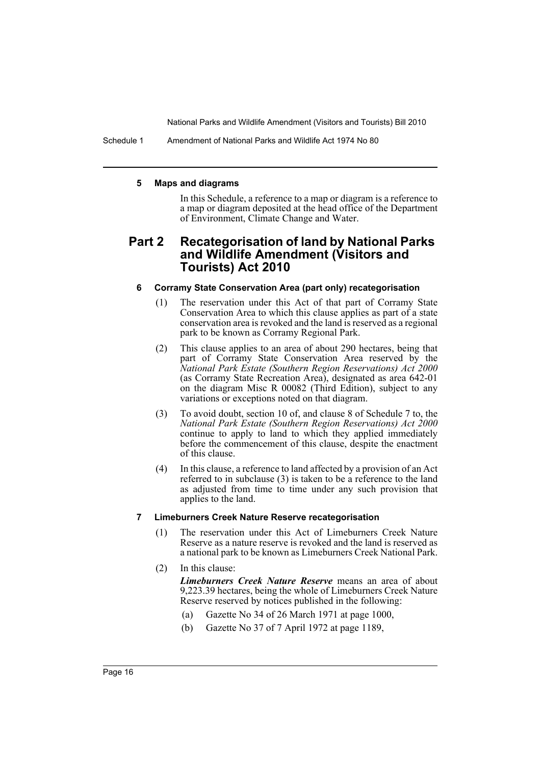#### 5 Maps and diagrams

In this Schedule, a reference to a map or diagram is a reference to a map or diagram deposited at the head office of the Department of Environment, Climate Change and Water.

## Part 2 Recategorisation of land by National Parks and Wildlife Amendment (Visitors and Tourists) Act 2010

#### 6 Corramy State Conservation Area (part only) recategorisation

(1) The reservation under this Act of that part of Corramy State Conservation Area to which this clause applies as part of a state conservation area is revoked and the land is reserved as a regional park to be known as Corramy Regional Park.

(2) This clause applies to an area of about 290 hectares, being that part of Corramy State Conservation Area reserved by the *National Park Estate (Southern Region Reservations) Act 2000* (as Corramy State Recreation Area), designated as area 642-01 on the diagram Misc R 00082 (Third Edition), subject to any variations or exceptions noted on that diagram.

(3) To avoid doubt, section 10 of, and clause 8 of Schedule 7 to, the *National Park Estate (Southern Region Reservations) Act 2000* continue to apply to land to which they applied immediately before the commencement of this clause, despite the enactment of this clause.

(4) In this clause, a reference to land affected by a provision of an Act referred to in subclause (3) is taken to be a reference to the land as adjusted from time to time under any such provision that applies to the land.

#### 7 Limeburners Creek Nature Reserve recategorisation

(1) The reservation under this Act of Limeburners Creek Nature Reserve as a nature reserve is revoked and the land is reserved as a national park to be known as Limeburners Creek National Park.

(2) In this clause:

***Limeburners Creek Nature Reserve*** means an area of about 9,223.39 hectares, being the whole of Limeburners Creek Nature Reserve reserved by notices published in the following:

(a) Gazette No 34 of 26 March 1971 at page 1000,

(b) Gazette No 37 of 7 April 1972 at page 1189,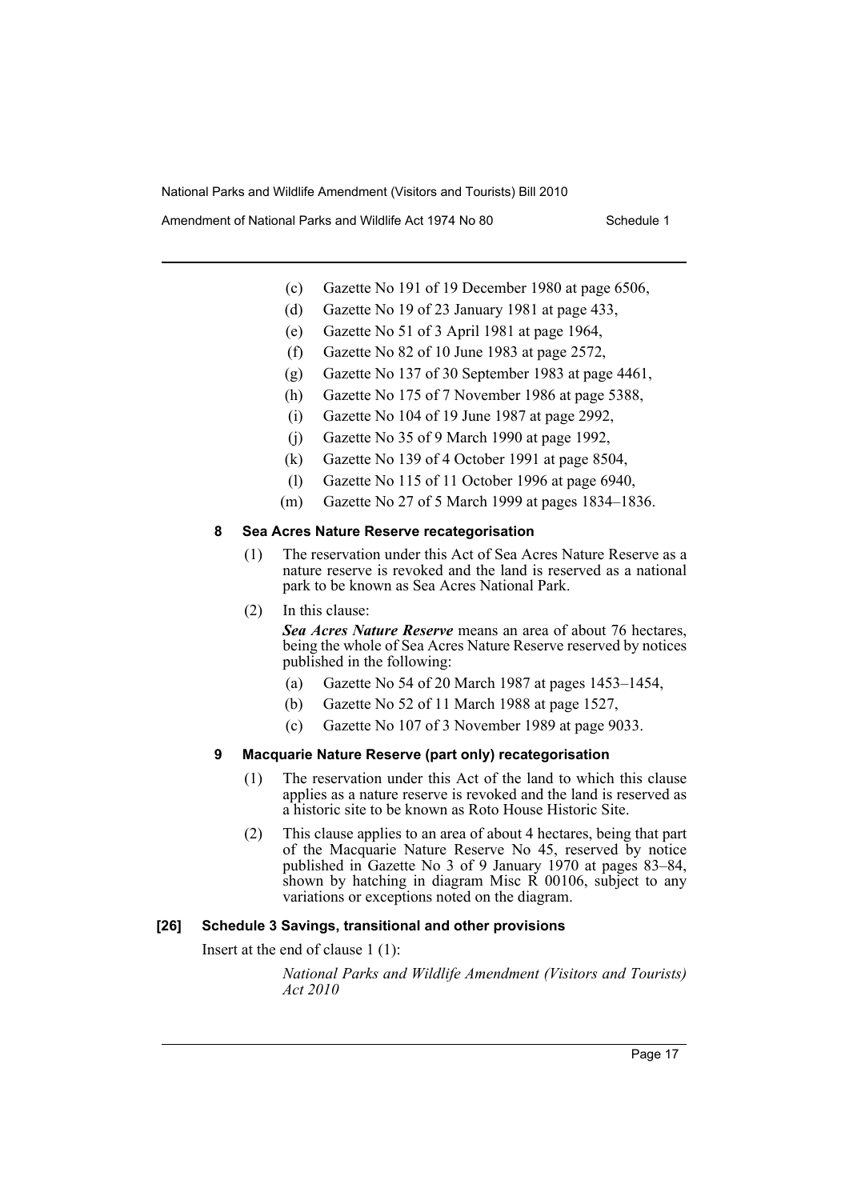(c) Gazette No 191 of 19 December 1980 at page 6506,

(d) Gazette No 19 of 23 January 1981 at page 433,

(e) Gazette No 51 of 3 April 1981 at page 1964,

(f) Gazette No 82 of 10 June 1983 at page 2572,

(g) Gazette No 137 of 30 September 1983 at page 4461,

(h) Gazette No 175 of 7 November 1986 at page 5388,

(i) Gazette No 104 of 19 June 1987 at page 2992,

(j) Gazette No 35 of 9 March 1990 at page 1992,

(k) Gazette No 139 of 4 October 1991 at page 8504,

(l) Gazette No 115 of 11 October 1996 at page 6940,

(m) Gazette No 27 of 5 March 1999 at pages 1834–1836.

#### 8 Sea Acres Nature Reserve recategorisation

(1) The reservation under this Act of Sea Acres Nature Reserve as a nature reserve is revoked and the land is reserved as a national park to be known as Sea Acres National Park.

(2) In this clause:

***Sea Acres Nature Reserve*** means an area of about 76 hectares, being the whole of Sea Acres Nature Reserve reserved by notices published in the following:

(a) Gazette No 54 of 20 March 1987 at pages 1453–1454,

(b) Gazette No 52 of 11 March 1988 at page 1527,

(c) Gazette No 107 of 3 November 1989 at page 9033.

#### 9 Macquarie Nature Reserve (part only) recategorisation

(1) The reservation under this Act of the land to which this clause applies as a nature reserve is revoked and the land is reserved as a historic site to be known as Roto House Historic Site.

(2) This clause applies to an area of about 4 hectares, being that part of the Macquarie Nature Reserve No 45, reserved by notice published in Gazette No 3 of 9 January 1970 at pages 83–84, shown by hatching in diagram Misc R 00106, subject to any variations or exceptions noted on the diagram.

### [26] Schedule 3 Savings, transitional and other provisions

Insert at the end of clause 1 (1):

*National Parks and Wildlife Amendment (Visitors and Tourists) Act 2010*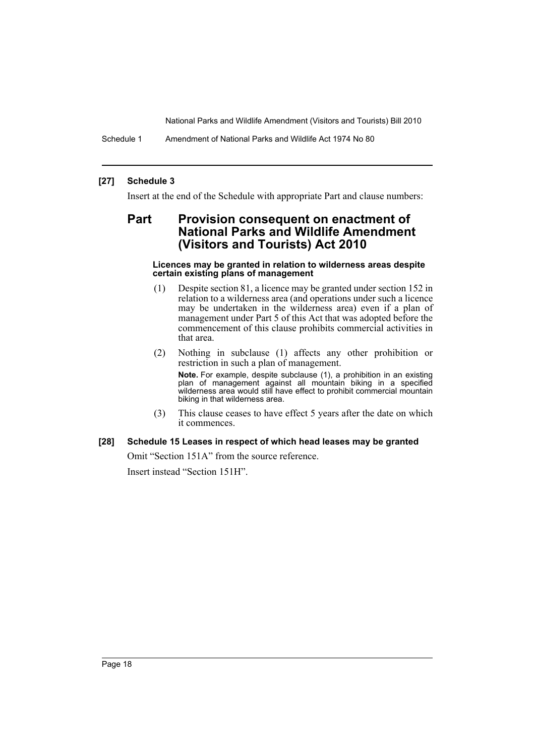**[27] Schedule 3**

Insert at the end of the Schedule with appropriate Part and clause numbers:

## Part Provision consequent on enactment of National Parks and Wildlife Amendment (Visitors and Tourists) Act 2010

#### Licences may be granted in relation to wilderness areas despite certain existing plans of management

(1) Despite section 81, a licence may be granted under section 152 in relation to a wilderness area (and operations under such a licence may be undertaken in the wilderness area) even if a plan of management under Part 5 of this Act that was adopted before the commencement of this clause prohibits commercial activities in that area.

(2) Nothing in subclause (1) affects any other prohibition or restriction in such a plan of management.

**Note.** For example, despite subclause (1), a prohibition in an existing plan of management against all mountain biking in a specified wilderness area would still have effect to prohibit commercial mountain biking in that wilderness area.

(3) This clause ceases to have effect 5 years after the date on which it commences.

**[28] Schedule 15 Leases in respect of which head leases may be granted**

Omit "Section 151A" from the source reference.

Insert instead "Section 151H".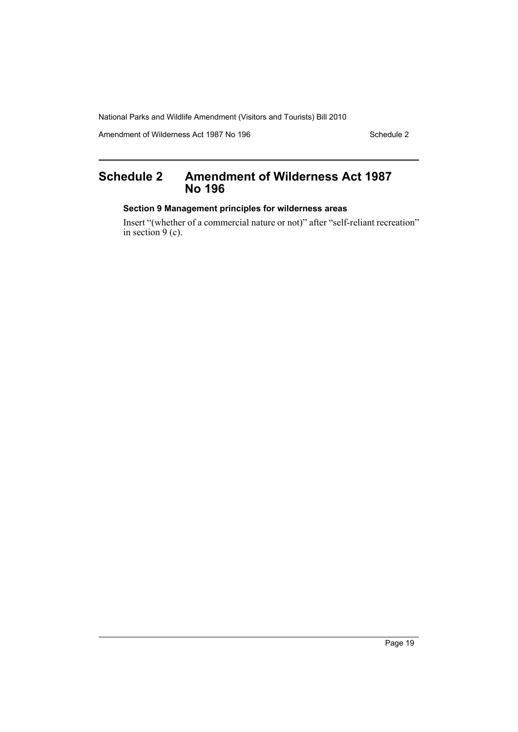# Schedule 2 Amendment of Wilderness Act 1987 No 196

**Section 9 Management principles for wilderness areas**

Insert "(whether of a commercial nature or not)" after "self-reliant recreation" in section 9 (c).